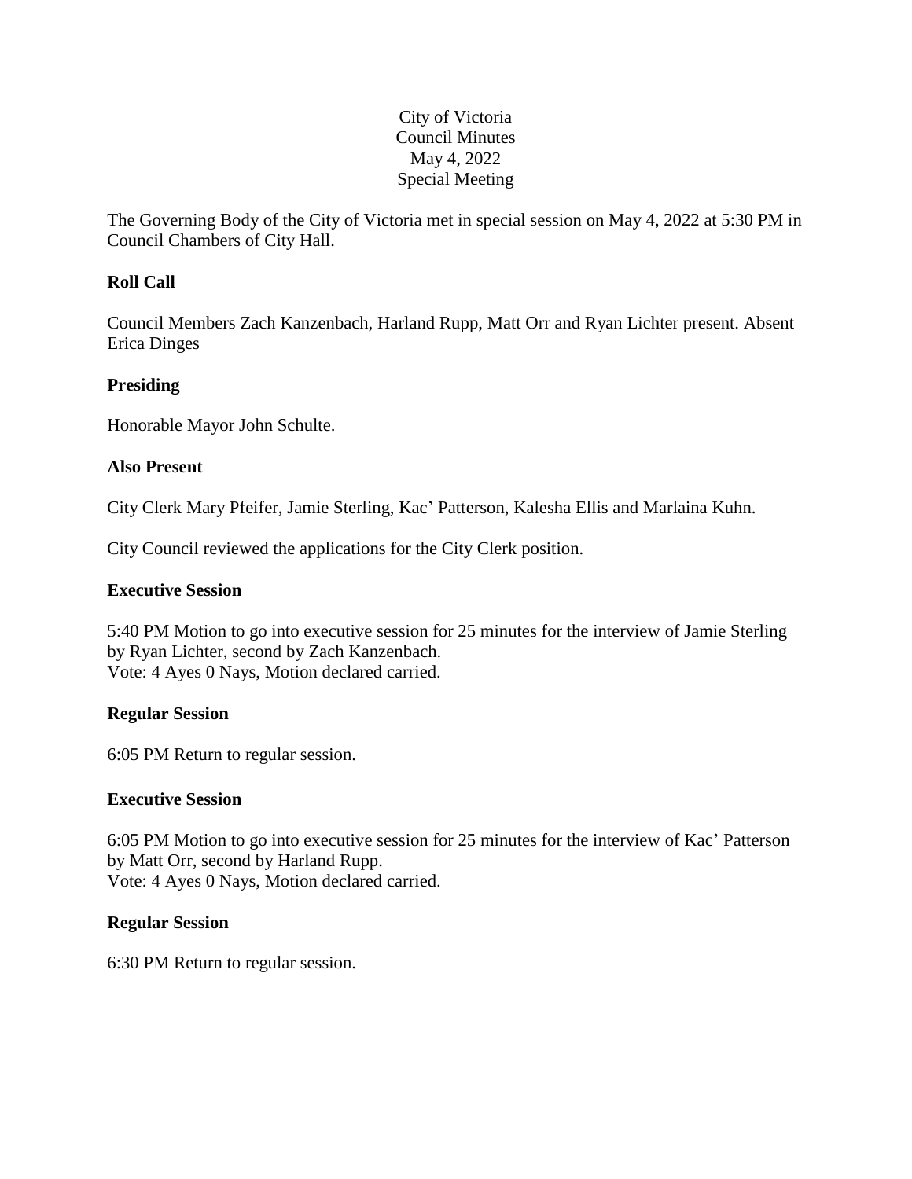City of Victoria
Council Minutes
May 4, 2022
Special Meeting

The Governing Body of the City of Victoria met in special session on May 4, 2022 at 5:30 PM in Council Chambers of City Hall.

**Roll Call**

Council Members Zach Kanzenbach, Harland Rupp, Matt Orr and Ryan Lichter present. Absent Erica Dinges

**Presiding**

Honorable Mayor John Schulte.

**Also Present**

City Clerk Mary Pfeifer, Jamie Sterling, Kac' Patterson, Kalesha Ellis and Marlaina Kuhn.

City Council reviewed the applications for the City Clerk position.

**Executive Session**

5:40 PM Motion to go into executive session for 25 minutes for the interview of Jamie Sterling by Ryan Lichter, second by Zach Kanzenbach.
Vote: 4 Ayes 0 Nays, Motion declared carried.

**Regular Session**

6:05 PM Return to regular session.

**Executive Session**

6:05 PM Motion to go into executive session for 25 minutes for the interview of Kac' Patterson by Matt Orr, second by Harland Rupp.
Vote: 4 Ayes 0 Nays, Motion declared carried.

**Regular Session**

6:30 PM Return to regular session.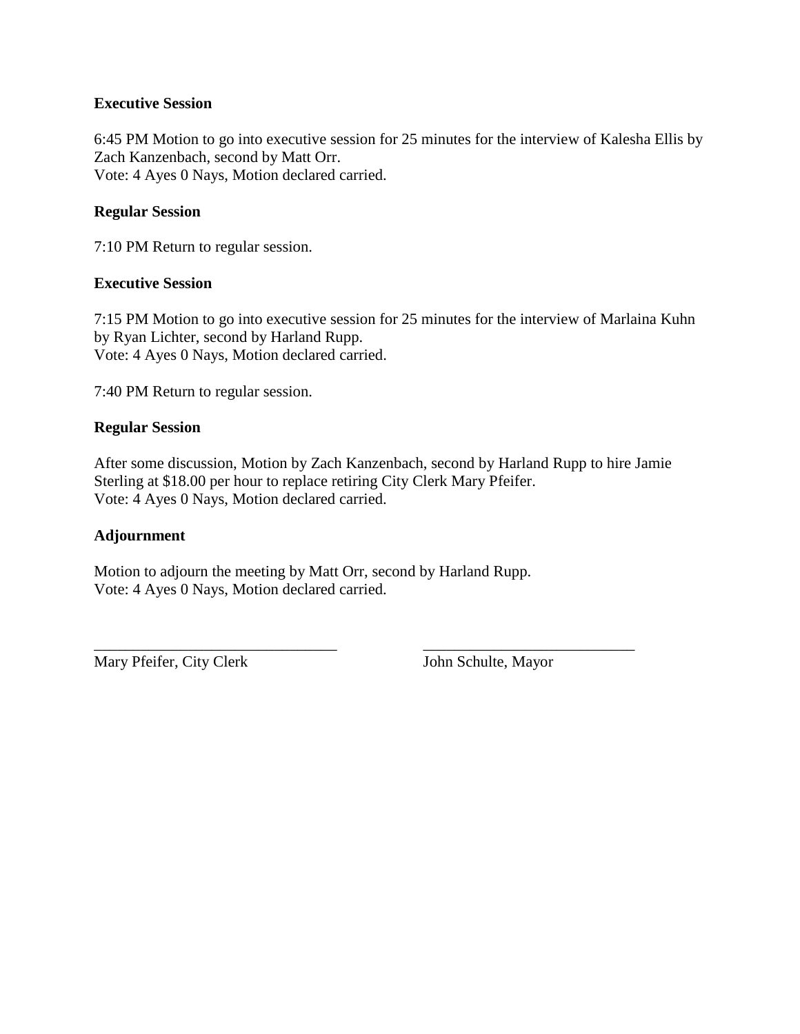**Executive Session**

6:45 PM Motion to go into executive session for 25 minutes for the interview of Kalesha Ellis by Zach Kanzenbach, second by Matt Orr.
Vote: 4 Ayes 0 Nays, Motion declared carried.

**Regular Session**

7:10 PM Return to regular session.

**Executive Session**

7:15 PM Motion to go into executive session for 25 minutes for the interview of Marlaina Kuhn by Ryan Lichter, second by Harland Rupp.
Vote: 4 Ayes 0 Nays, Motion declared carried.

7:40 PM Return to regular session.

**Regular Session**

After some discussion, Motion by Zach Kanzenbach, second by Harland Rupp to hire Jamie Sterling at $18.00 per hour to replace retiring City Clerk Mary Pfeifer.
Vote: 4 Ayes 0 Nays, Motion declared carried.

**Adjournment**

Motion to adjourn the meeting by Matt Orr, second by Harland Rupp.
Vote: 4 Ayes 0 Nays, Motion declared carried.

\_\_\_\_\_\_\_\_\_\_\_\_\_\_\_\_\_\_\_\_\_\_\_\_\_\_\_\_\_\_\_\_
Mary Pfeifer, City Clerk

\_\_\_\_\_\_\_\_\_\_\_\_\_\_\_\_\_\_\_\_\_\_\_\_\_\_\_\_
John Schulte, Mayor